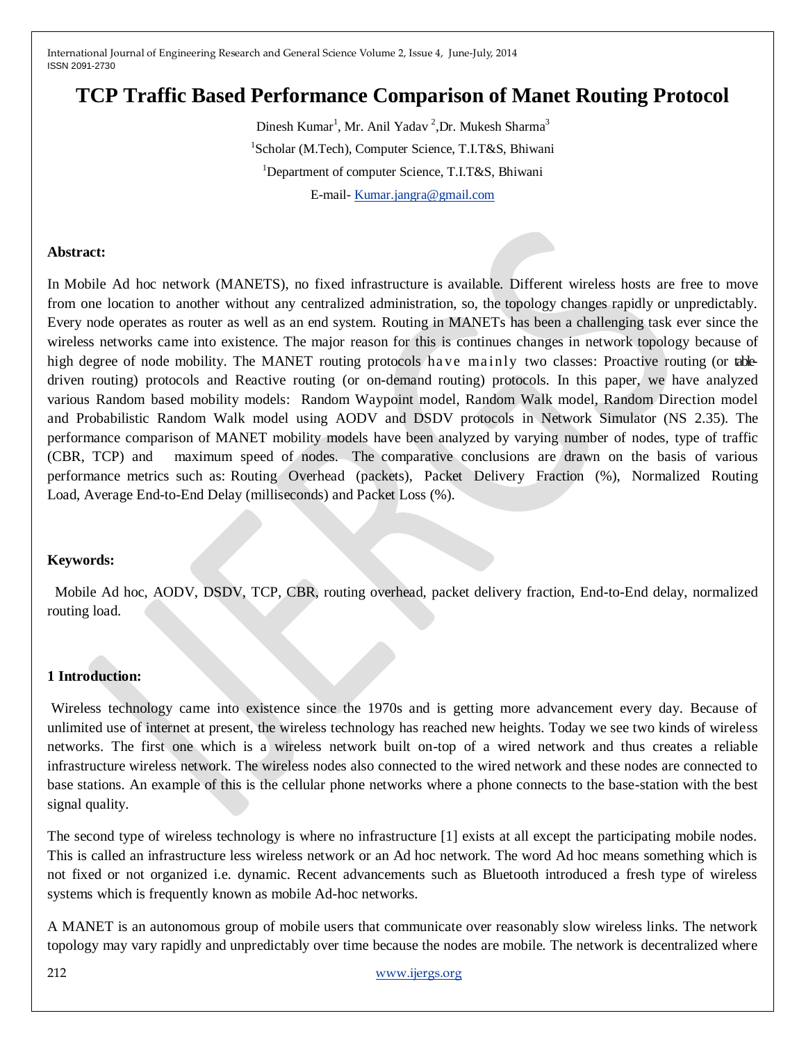# TCP Traffic Based Performance Comparison of Manet Routing Protocol

Dinesh Kumar[1], Mr. Anil Yadav [2],Dr. Mukesh Sharma[3]

[1]Scholar (M.Tech), Computer Science, T.I.T&S, Bhiwani

[1]Department of computer Science, T.I.T&S, Bhiwani

E-mail- Kumar.jangra@gmail.com

### Abstract:

In Mobile Ad hoc network (MANETS), no fixed infrastructure is available. Different wireless hosts are free to move from one location to another without any centralized administration, so, the topology changes rapidly or unpredictably. Every node operates as router as well as an end system. Routing in MANETs has been a challenging task ever since the wireless networks came into existence. The major reason for this is continues changes in network topology because of high degree of node mobility. The MANET routing protocols have mainly two classes: Proactive routing (or table-driven routing) protocols and Reactive routing (or on-demand routing) protocols. In this paper, we have analyzed various Random based mobility models: Random Waypoint model, Random Walk model, Random Direction model and Probabilistic Random Walk model using AODV and DSDV protocols in Network Simulator (NS 2.35). The performance comparison of MANET mobility models have been analyzed by varying number of nodes, type of traffic (CBR, TCP) and maximum speed of nodes. The comparative conclusions are drawn on the basis of various performance metrics such as: Routing Overhead (packets), Packet Delivery Fraction (%), Normalized Routing Load, Average End-to-End Delay (milliseconds) and Packet Loss (%).

### Keywords:

Mobile Ad hoc, AODV, DSDV, TCP, CBR, routing overhead, packet delivery fraction, End-to-End delay, normalized routing load.

## 1 Introduction:

Wireless technology came into existence since the 1970s and is getting more advancement every day. Because of unlimited use of internet at present, the wireless technology has reached new heights. Today we see two kinds of wireless networks. The first one which is a wireless network built on-top of a wired network and thus creates a reliable infrastructure wireless network. The wireless nodes also connected to the wired network and these nodes are connected to base stations. An example of this is the cellular phone networks where a phone connects to the base-station with the best signal quality.

The second type of wireless technology is where no infrastructure [1] exists at all except the participating mobile nodes. This is called an infrastructure less wireless network or an Ad hoc network. The word Ad hoc means something which is not fixed or not organized i.e. dynamic. Recent advancements such as Bluetooth introduced a fresh type of wireless systems which is frequently known as mobile Ad-hoc networks.

A MANET is an autonomous group of mobile users that communicate over reasonably slow wireless links. The network topology may vary rapidly and unpredictably over time because the nodes are mobile. The network is decentralized where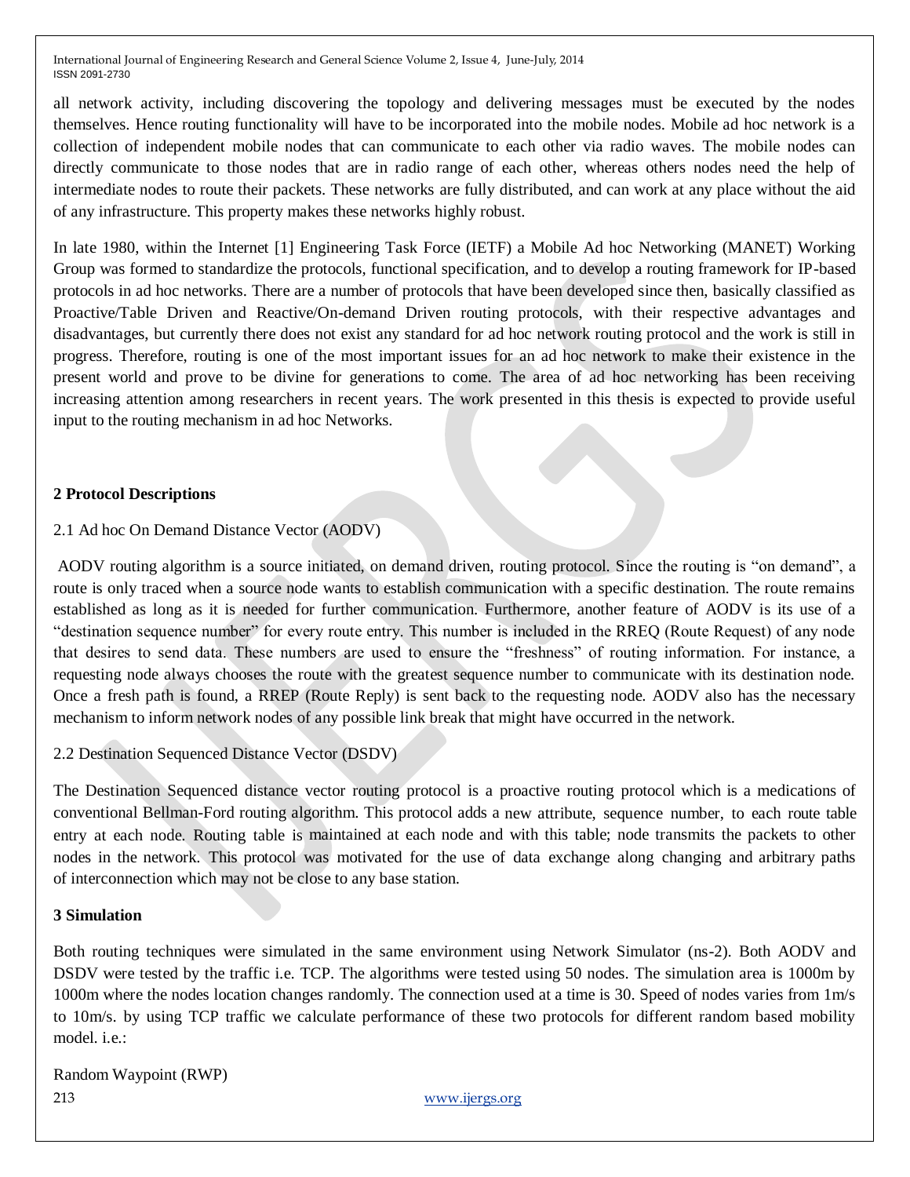all network activity, including discovering the topology and delivering messages must be executed by the nodes themselves. Hence routing functionality will have to be incorporated into the mobile nodes. Mobile ad hoc network is a collection of independent mobile nodes that can communicate to each other via radio waves. The mobile nodes can directly communicate to those nodes that are in radio range of each other, whereas others nodes need the help of intermediate nodes to route their packets. These networks are fully distributed, and can work at any place without the aid of any infrastructure. This property makes these networks highly robust.

In late 1980, within the Internet [1] Engineering Task Force (IETF) a Mobile Ad hoc Networking (MANET) Working Group was formed to standardize the protocols, functional specification, and to develop a routing framework for IP-based protocols in ad hoc networks. There are a number of protocols that have been developed since then, basically classified as Proactive/Table Driven and Reactive/On-demand Driven routing protocols, with their respective advantages and disadvantages, but currently there does not exist any standard for ad hoc network routing protocol and the work is still in progress. Therefore, routing is one of the most important issues for an ad hoc network to make their existence in the present world and prove to be divine for generations to come. The area of ad hoc networking has been receiving increasing attention among researchers in recent years. The work presented in this thesis is expected to provide useful input to the routing mechanism in ad hoc Networks.

## 2 Protocol Descriptions

### 2.1 Ad hoc On Demand Distance Vector (AODV)

AODV routing algorithm is a source initiated, on demand driven, routing protocol. Since the routing is "on demand", a route is only traced when a source node wants to establish communication with a specific destination. The route remains established as long as it is needed for further communication. Furthermore, another feature of AODV is its use of a "destination sequence number" for every route entry. This number is included in the RREQ (Route Request) of any node that desires to send data. These numbers are used to ensure the "freshness" of routing information. For instance, a requesting node always chooses the route with the greatest sequence number to communicate with its destination node. Once a fresh path is found, a RREP (Route Reply) is sent back to the requesting node. AODV also has the necessary mechanism to inform network nodes of any possible link break that might have occurred in the network.

### 2.2 Destination Sequenced Distance Vector (DSDV)

The Destination Sequenced distance vector routing protocol is a proactive routing protocol which is a medications of conventional Bellman-Ford routing algorithm. This protocol adds a new attribute, sequence number, to each route table entry at each node. Routing table is maintained at each node and with this table; node transmits the packets to other nodes in the network. This protocol was motivated for the use of data exchange along changing and arbitrary paths of interconnection which may not be close to any base station.

## 3 Simulation

Both routing techniques were simulated in the same environment using Network Simulator (ns-2). Both AODV and DSDV were tested by the traffic i.e. TCP. The algorithms were tested using 50 nodes. The simulation area is 1000m by 1000m where the nodes location changes randomly. The connection used at a time is 30. Speed of nodes varies from 1m/s to 10m/s. by using TCP traffic we calculate performance of these two protocols for different random based mobility model. i.e.:

Random Waypoint (RWP)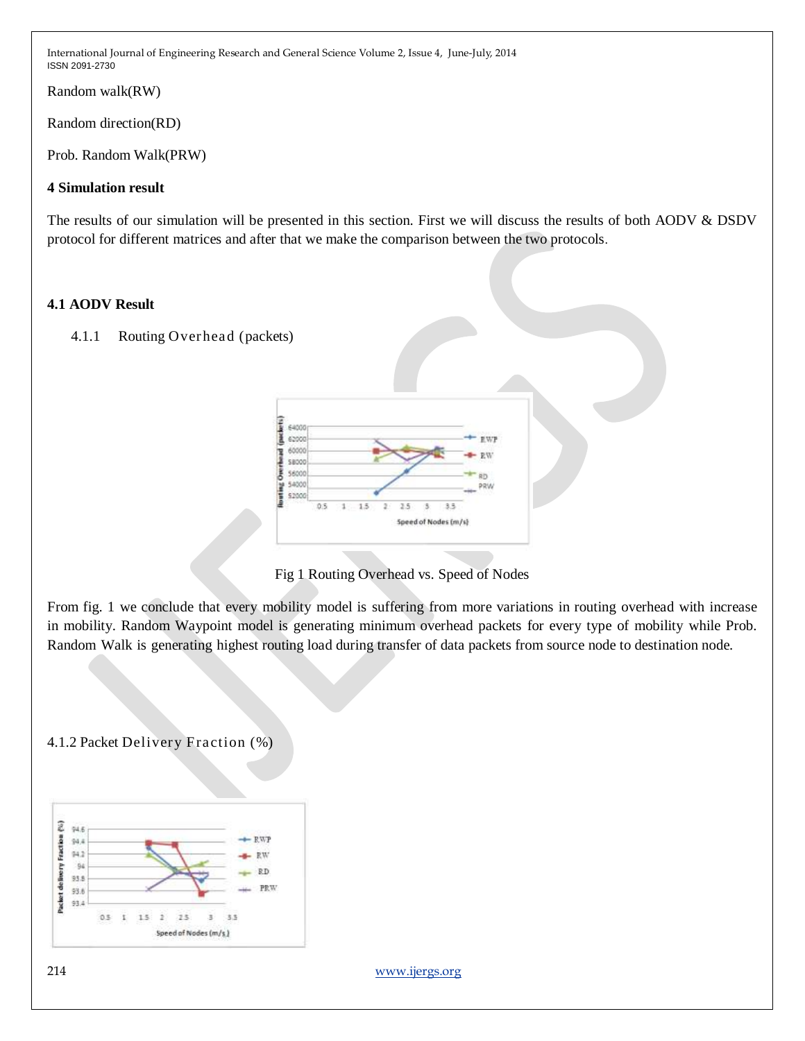Random walk(RW)

Random direction(RD)

Prob. Random Walk(PRW)

### 4 Simulation result

The results of our simulation will be presented in this section. First we will discuss the results of both AODV & DSDV protocol for different matrices and after that we make the comparison between the two protocols.

### 4.1 AODV Result

#### 4.1.1 Routing Overhead (packets)

Fig 1 Routing Overhead vs. Speed of Nodes

From fig. 1 we conclude that every mobility model is suffering from more variations in routing overhead with increase in mobility. Random Waypoint model is generating minimum overhead packets for every type of mobility while Prob. Random Walk is generating highest routing load during transfer of data packets from source node to destination node.

#### 4.1.2 Packet Delivery Fraction (%)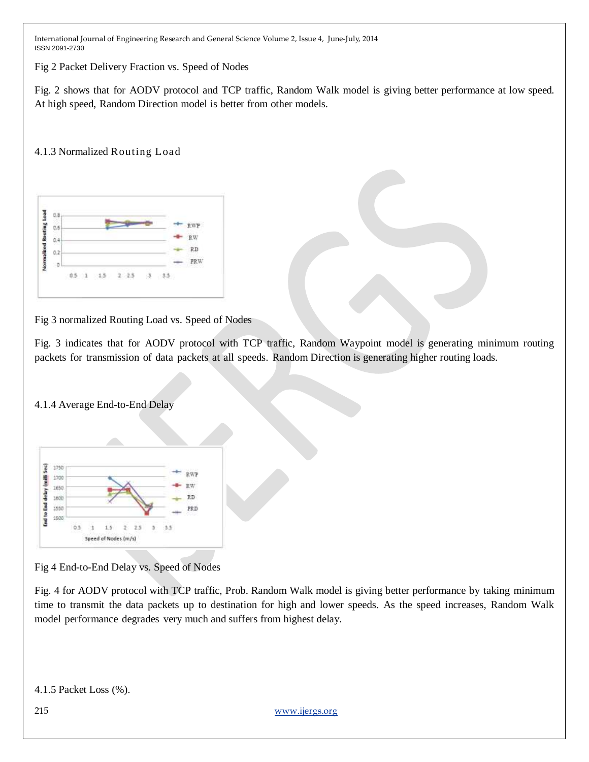Fig 2 Packet Delivery Fraction vs. Speed of Nodes

Fig. 2 shows that for AODV protocol and TCP traffic, Random Walk model is giving better performance at low speed. At high speed, Random Direction model is better from other models.

#### 4.1.3 Normalized Routing Load

Fig 3 normalized Routing Load vs. Speed of Nodes

Fig. 3 indicates that for AODV protocol with TCP traffic, Random Waypoint model is generating minimum routing packets for transmission of data packets at all speeds. Random Direction is generating higher routing loads.

#### 4.1.4 Average End-to-End Delay

Fig 4 End-to-End Delay vs. Speed of Nodes

Fig. 4 for AODV protocol with TCP traffic, Prob. Random Walk model is giving better performance by taking minimum time to transmit the data packets up to destination for high and lower speeds. As the speed increases, Random Walk model performance degrades very much and suffers from highest delay.

#### 4.1.5 Packet Loss (%).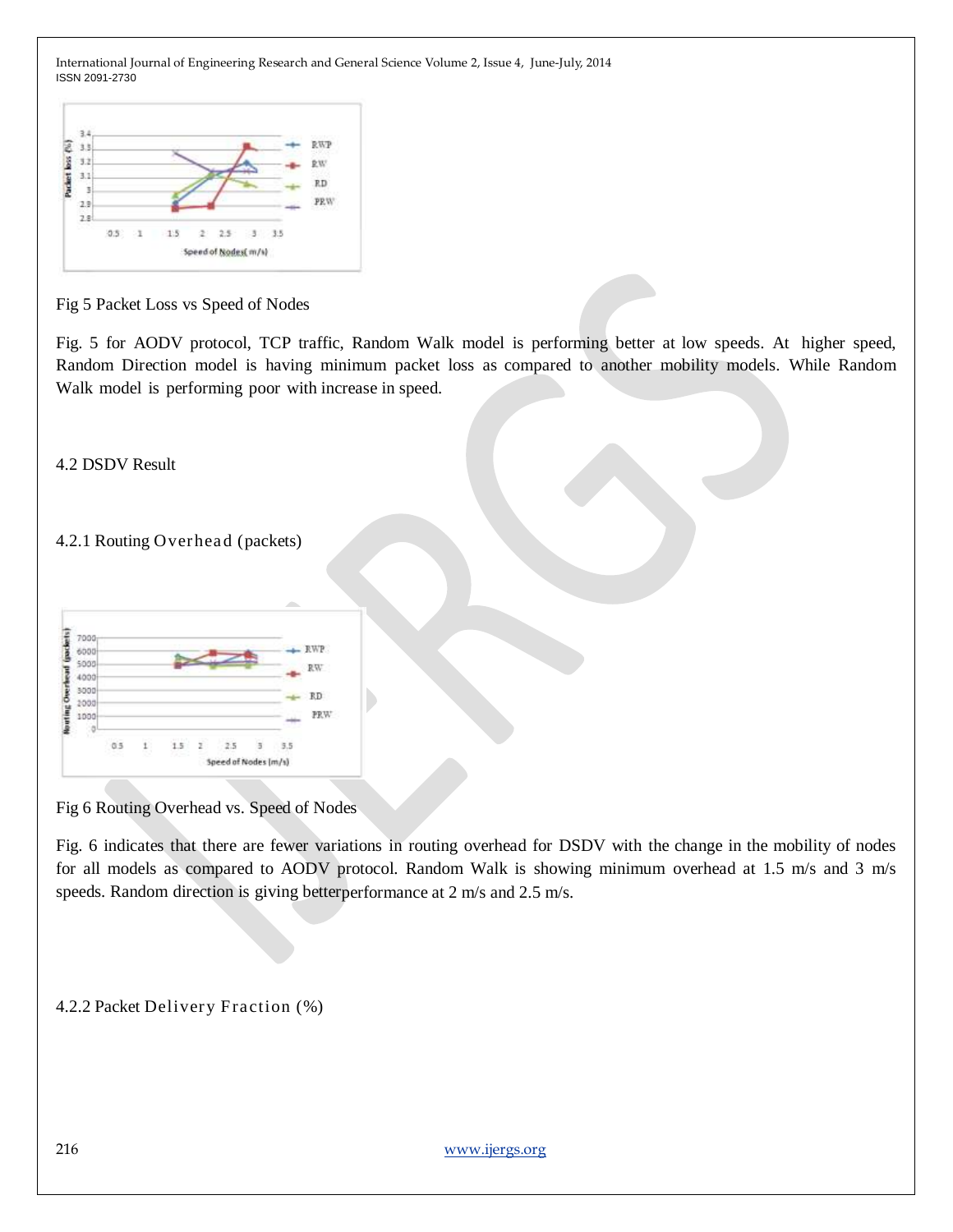Fig 5 Packet Loss vs Speed of Nodes

Fig. 5 for AODV protocol, TCP traffic, Random Walk model is performing better at low speeds. At higher speed, Random Direction model is having minimum packet loss as compared to another mobility models. While Random Walk model is performing poor with increase in speed.

## 4.2 DSDV Result

### 4.2.1 Routing Overhead (packets)

Fig 6 Routing Overhead vs. Speed of Nodes

Fig. 6 indicates that there are fewer variations in routing overhead for DSDV with the change in the mobility of nodes for all models as compared to AODV protocol. Random Walk is showing minimum overhead at 1.5 m/s and 3 m/s speeds. Random direction is giving betterperformance at 2 m/s and 2.5 m/s.

### 4.2.2 Packet Delivery Fraction (%)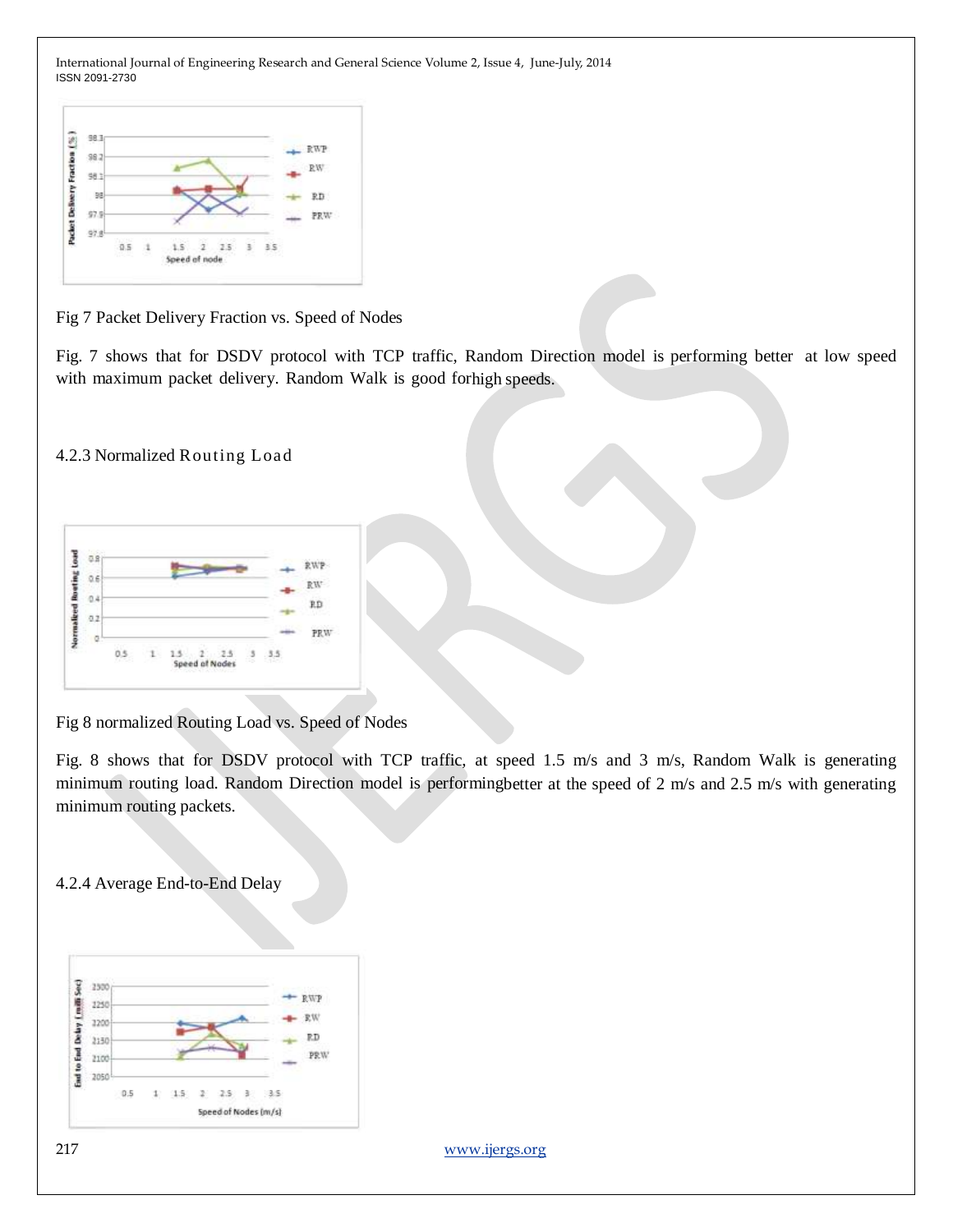Fig 7 Packet Delivery Fraction vs. Speed of Nodes

Fig. 7 shows that for DSDV protocol with TCP traffic, Random Direction model is performing better at low speed with maximum packet delivery. Random Walk is good forhigh speeds.

### 4.2.3 Normalized Routing Load

Fig 8 normalized Routing Load vs. Speed of Nodes

Fig. 8 shows that for DSDV protocol with TCP traffic, at speed 1.5 m/s and 3 m/s, Random Walk is generating minimum routing load. Random Direction model is performingbetter at the speed of 2 m/s and 2.5 m/s with generating minimum routing packets.

### 4.2.4 Average End-to-End Delay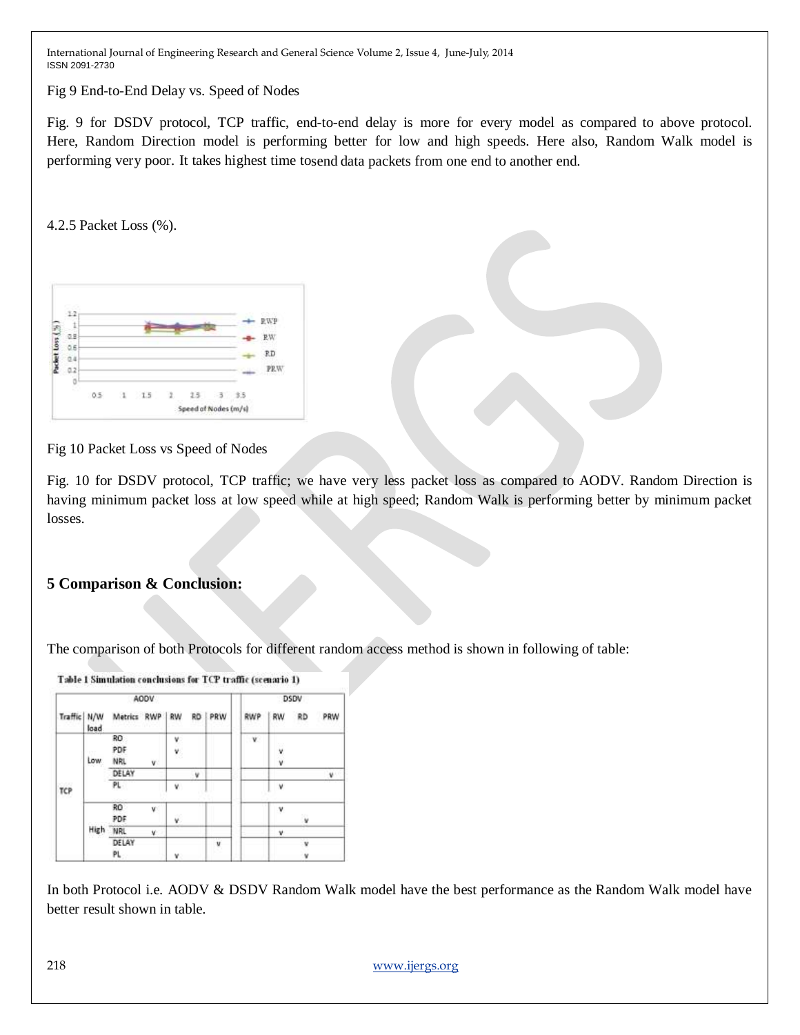Fig 9 End-to-End Delay vs. Speed of Nodes

Fig. 9 for DSDV protocol, TCP traffic, end-to-end delay is more for every model as compared to above protocol. Here, Random Direction model is performing better for low and high speeds. Here also, Random Walk model is performing very poor. It takes highest time tosend data packets from one end to another end.

4.2.5 Packet Loss (%).

Fig 10 Packet Loss vs Speed of Nodes

Fig. 10 for DSDV protocol, TCP traffic; we have very less packet loss as compared to AODV. Random Direction is having minimum packet loss at low speed while at high speed; Random Walk is performing better by minimum packet losses.

## 5 Comparison & Conclusion:

The comparison of both Protocols for different random access method is shown in following of table:

**Table 1 Simulation conclusions for TCP traffic (scenario 1)**

| | | | AODV | | | | DSDV | | | |
|---|---|---|---|---|---|---|---|---|---|---|
| Traffic | N/W load | Metrics | RWP | RW | RD | PRW | RWP | RW | RD | PRW |
| TCP | Low | RO | | v | | | v | | | |
| | | PDF | | v | | | | v | | |
| | | NRL | v | | | | | v | | |
| | | DELAY | | | v | | | | | v |
| | | PL | | v | | | | v | | |
| | High | RO | v | | | | | v | | |
| | | PDF | | v | | | | | v | |
| | | NRL | v | | | | | v | | |
| | | DELAY | | | | v | | | v | |
| | | PL | | v | | | | | v | |

In both Protocol i.e. AODV & DSDV Random Walk model have the best performance as the Random Walk model have better result shown in table.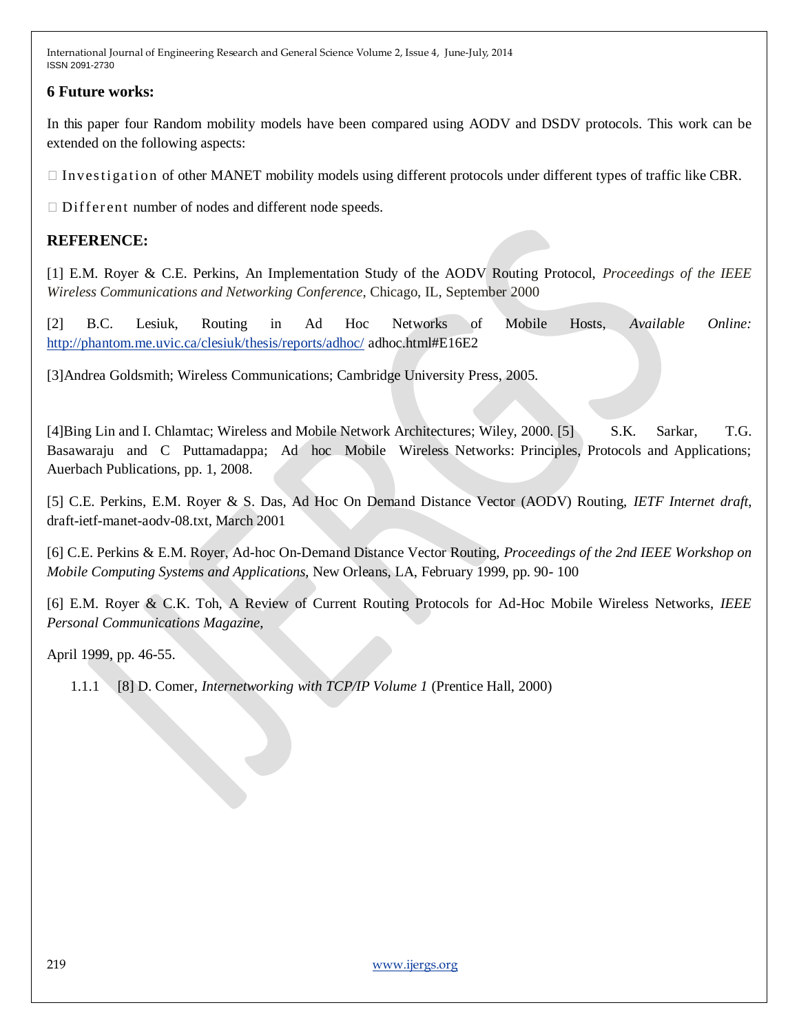## 6 Future works:

In this paper four Random mobility models have been compared using AODV and DSDV protocols. This work can be extended on the following aspects:

- Investigation of other MANET mobility models using different protocols under different types of traffic like CBR.
- Different number of nodes and different node speeds.

## REFERENCE:

[1] E.M. Royer & C.E. Perkins, An Implementation Study of the AODV Routing Protocol, *Proceedings of the IEEE Wireless Communications and Networking Conference*, Chicago, IL, September 2000

[2] B.C. Lesiuk, Routing in Ad Hoc Networks of Mobile Hosts, *Available Online:* http://phantom.me.uvic.ca/clesiuk/thesis/reports/adhoc/ adhoc.html#E16E2

[3]Andrea Goldsmith; Wireless Communications; Cambridge University Press, 2005.

[4]Bing Lin and I. Chlamtac; Wireless and Mobile Network Architectures; Wiley, 2000. [5] S.K. Sarkar, T.G. Basawaraju and C Puttamadappa; Ad hoc Mobile Wireless Networks: Principles, Protocols and Applications; Auerbach Publications, pp. 1, 2008.

[5] C.E. Perkins, E.M. Royer & S. Das, Ad Hoc On Demand Distance Vector (AODV) Routing, *IETF Internet draft*, draft-ietf-manet-aodv-08.txt, March 2001

[6] C.E. Perkins & E.M. Royer, Ad-hoc On-Demand Distance Vector Routing, *Proceedings of the 2nd IEEE Workshop on Mobile Computing Systems and Applications*, New Orleans, LA, February 1999, pp. 90- 100

[6] E.M. Royer & C.K. Toh, A Review of Current Routing Protocols for Ad-Hoc Mobile Wireless Networks, *IEEE Personal Communications Magazine*,

April 1999, pp. 46-55.

1.1.1 [8] D. Comer, *Internetworking with TCP/IP Volume 1* (Prentice Hall, 2000)